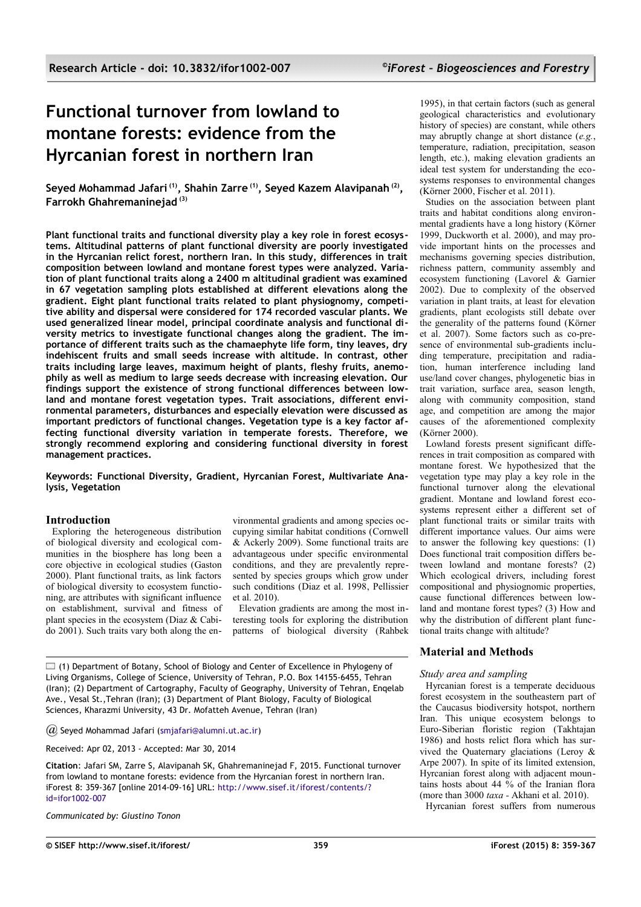# Functional turnover from lowland to montane forests: evidence from the Hyrcanian forest in northern Iran

**Seyed Mohammad Jafari [1], Shahin Zarre [1], Seyed Kazem Alavipanah [2], Farrokh Ghahremaninejad [3]**

**Plant functional traits and functional diversity play a key role in forest ecosystems. Altitudinal patterns of plant functional diversity are poorly investigated in the Hyrcanian relict forest, northern Iran. In this study, differences in trait composition between lowland and montane forest types were analyzed. Variation of plant functional traits along a 2400 m altitudinal gradient was examined in 67 vegetation sampling plots established at different elevations along the gradient. Eight plant functional traits related to plant physiognomy, competitive ability and dispersal were considered for 174 recorded vascular plants. We used generalized linear model, principal coordinate analysis and functional diversity metrics to investigate functional changes along the gradient. The importance of different traits such as the chamaephyte life form, tiny leaves, dry indehiscent fruits and small seeds increase with altitude. In contrast, other traits including large leaves, maximum height of plants, fleshy fruits, anemophily as well as medium to large seeds decrease with increasing elevation. Our findings support the existence of strong functional differences between lowland and montane forest vegetation types. Trait associations, different environmental parameters, disturbances and especially elevation were discussed as important predictors of functional changes. Vegetation type is a key factor affecting functional diversity variation in temperate forests. Therefore, we strongly recommend exploring and considering functional diversity in forest management practices.**

**Keywords: Functional Diversity, Gradient, Hyrcanian Forest, Multivariate Analysis, Vegetation**

## Introduction

Exploring the heterogeneous distribution of biological diversity and ecological communities in the biosphere has long been a core objective in ecological studies (Gaston 2000). Plant functional traits, as link factors of biological diversity to ecosystem functioning, are attributes with significant influence on establishment, survival and fitness of plant species in the ecosystem (Diaz & Cabido 2001). Such traits vary both along the environmental gradients and among species occupying similar habitat conditions (Cornwell & Ackerly 2009). Some functional traits are advantageous under specific environmental conditions, and they are prevalently represented by species groups which grow under such conditions (Diaz et al. 1998, Pellissier et al. 2010).

Elevation gradients are among the most interesting tools for exploring the distribution patterns of biological diversity (Rahbek 1995), in that certain factors (such as general geological characteristics and evolutionary history of species) are constant, while others may abruptly change at short distance (*e.g.*, temperature, radiation, precipitation, season length, etc.), making elevation gradients an ideal test system for understanding the ecosystems responses to environmental changes (Körner 2000, Fischer et al. 2011).

Studies on the association between plant traits and habitat conditions along environmental gradients have a long history (Körner 1999, Duckworth et al. 2000), and may provide important hints on the processes and mechanisms governing species distribution, richness pattern, community assembly and ecosystem functioning (Lavorel & Garnier 2002). Due to complexity of the observed variation in plant traits, at least for elevation gradients, plant ecologists still debate over the generality of the patterns found (Körner et al. 2007). Some factors such as co-presence of environmental sub-gradients including temperature, precipitation and radiation, human interference including land use/land cover changes, phylogenetic bias in trait variation, surface area, season length, along with community composition, stand age, and competition are among the major causes of the aforementioned complexity (Körner 2000).

Lowland forests present significant differences in trait composition as compared with montane forest. We hypothesized that the vegetation type may play a key role in the functional turnover along the elevational gradient. Montane and lowland forest ecosystems represent either a different set of plant functional traits or similar traits with different importance values. Our aims were to answer the following key questions: (1) Does functional trait composition differs between lowland and montane forests? (2) Which ecological drivers, including forest compositional and physiognomic properties, cause functional differences between lowland and montane forest types? (3) How and why the distribution of different plant functional traits change with altitude?

## Material and Methods

### Study area and sampling

Hyrcanian forest is a temperate deciduous forest ecosystem in the southeastern part of the Caucasus biodiversity hotspot, northern Iran. This unique ecosystem belongs to Euro-Siberian floristic region (Takhtajan 1986) and hosts relict flora which has survived the Quaternary glaciations (Leroy & Arpe 2007). In spite of its limited extension, Hyrcanian forest along with adjacent mountains hosts about 44 % of the Iranian flora (more than 3000 *taxa* - Akhani et al. 2010).

Hyrcanian forest suffers from numerous

---

(1) Department of Botany, School of Biology and Center of Excellence in Phylogeny of Living Organisms, College of Science, University of Tehran, P.O. Box 14155-6455, Tehran (Iran); (2) Department of Cartography, Faculty of Geography, University of Tehran, Enqelab Ave., Vesal St.,Tehran (Iran); (3) Department of Plant Biology, Faculty of Biological Sciences, Kharazmi University, 43 Dr. Mofatteh Avenue, Tehran (Iran)

@ Seyed Mohammad Jafari (smjafari@alumni.ut.ac.ir)

Received: Apr 02, 2013 - Accepted: Mar 30, 2014

**Citation**: Jafari SM, Zarre S, Alavipanah SK, Ghahremaninejad F, 2015. Functional turnover from lowland to montane forests: evidence from the Hyrcanian forest in northern Iran. iForest 8: 359-367 [online 2014-09-16] URL: http://www.sisef.it/iforest/contents/?id=ifor1002-007

*Communicated by: Giustino Tonon*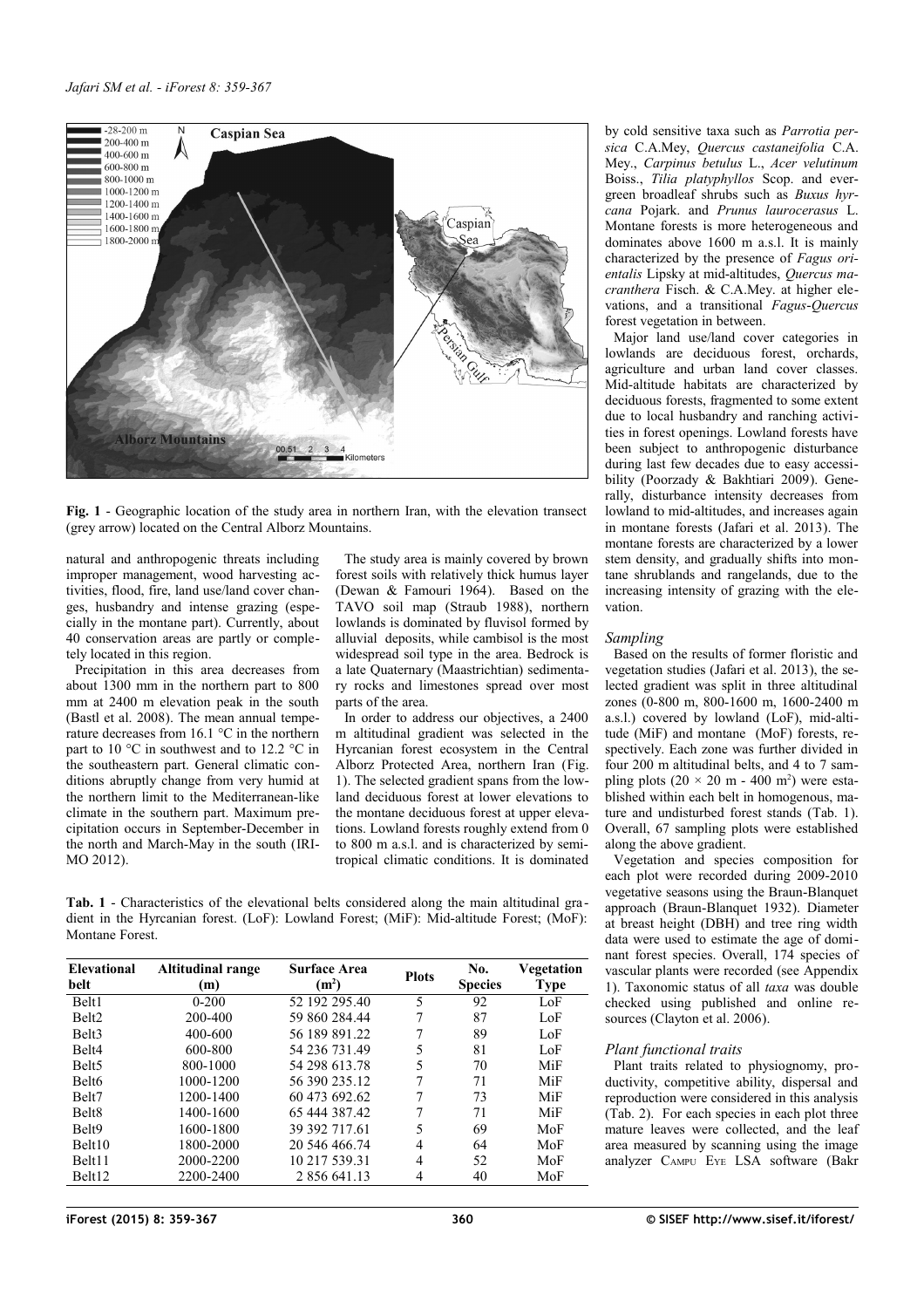**Fig. 1** - Geographic location of the study area in northern Iran, with the elevation transect (grey arrow) located on the Central Alborz Mountains.

natural and anthropogenic threats including improper management, wood harvesting activities, flood, fire, land use/land cover changes, husbandry and intense grazing (especially in the montane part). Currently, about 40 conservation areas are partly or completely located in this region.

Precipitation in this area decreases from about 1300 mm in the northern part to 800 mm at 2400 m elevation peak in the south (Bastl et al. 2008). The mean annual temperature decreases from 16.1 °C in the northern part to 10 °C in southwest and to 12.2 °C in the southeastern part. General climatic conditions abruptly change from very humid at the northern limit to the Mediterranean-like climate in the southern part. Maximum precipitation occurs in September-December in the north and March-May in the south (IRIMO 2012).

The study area is mainly covered by brown forest soils with relatively thick humus layer (Dewan & Famouri 1964). Based on the TAVO soil map (Straub 1988), northern lowlands is dominated by fluvisol formed by alluvial deposits, while cambisol is the most widespread soil type in the area. Bedrock is a late Quaternary (Maastrichtian) sedimentary rocks and limestones spread over most parts of the area.

In order to address our objectives, a 2400 m altitudinal gradient was selected in the Hyrcanian forest ecosystem in the Central Alborz Protected Area, northern Iran (Fig. 1). The selected gradient spans from the lowland deciduous forest at lower elevations to the montane deciduous forest at upper elevations. Lowland forests roughly extend from 0 to 800 m a.s.l. and is characterized by semi-tropical climatic conditions. It is dominated by cold sensitive taxa such as *Parrotia persica* C.A.Mey, *Quercus castaneifolia* C.A. Mey., *Carpinus betulus* L., *Acer velutinum* Boiss., *Tilia platyphyllos* Scop. and evergreen broadleaf shrubs such as *Buxus hyrcana* Pojark. and *Prunus laurocerasus* L. Montane forests is more heterogeneous and dominates above 1600 m a.s.l. It is mainly characterized by the presence of *Fagus orientalis* Lipsky at mid-altitudes, *Quercus macranthera* Fisch. & C.A.Mey. at higher elevations, and a transitional *Fagus*-*Quercus* forest vegetation in between.

Major land use/land cover categories in lowlands are deciduous forest, orchards, agriculture and urban land cover classes. Mid-altitude habitats are characterized by deciduous forests, fragmented to some extent due to local husbandry and ranching activities in forest openings. Lowland forests have been subject to anthropogenic disturbance during last few decades due to easy accessibility (Poorzady & Bakhtiari 2009). Generally, disturbance intensity decreases from lowland to mid-altitudes, and increases again in montane forests (Jafari et al. 2013). The montane forests are characterized by a lower stem density, and gradually shifts into montane shrublands and rangelands, due to the increasing intensity of grazing with the elevation.

**Tab. 1** - Characteristics of the elevational belts considered along the main altitudinal gradient in the Hyrcanian forest. (LoF): Lowland Forest; (MiF): Mid-altitude Forest; (MoF): Montane Forest.

| Elevational belt | Altitudinal range (m) | Surface Area ($m^2$) | Plots | No. Species | Vegetation Type |
|---|---|---|---|---|---|
| Belt1 | 0-200 | 52 192 295.40 | 5 | 92 | LoF |
| Belt2 | 200-400 | 59 860 284.44 | 7 | 87 | LoF |
| Belt3 | 400-600 | 56 189 891.22 | 7 | 89 | LoF |
| Belt4 | 600-800 | 54 236 731.49 | 5 | 81 | LoF |
| Belt5 | 800-1000 | 54 298 613.78 | 5 | 70 | MiF |
| Belt6 | 1000-1200 | 56 390 235.12 | 7 | 71 | MiF |
| Belt7 | 1200-1400 | 60 473 692.62 | 7 | 73 | MiF |
| Belt8 | 1400-1600 | 65 444 387.42 | 7 | 71 | MiF |
| Belt9 | 1600-1800 | 39 392 717.61 | 5 | 69 | MoF |
| Belt10 | 1800-2000 | 20 546 466.74 | 4 | 64 | MoF |
| Belt11 | 2000-2200 | 10 217 539.31 | 4 | 52 | MoF |
| Belt12 | 2200-2400 | 2 856 641.13 | 4 | 40 | MoF |

### *Sampling*

Based on the results of former floristic and vegetation studies (Jafari et al. 2013), the selected gradient was split in three altitudinal zones (0-800 m, 800-1600 m, 1600-2400 m a.s.l.) covered by lowland (LoF), mid-altitude (MiF) and montane (MoF) forests, respectively. Each zone was further divided in four 200 m altitudinal belts, and 4 to 7 sampling plots (20 × 20 m - 400 $m^2$) were established within each belt in homogenous, mature and undisturbed forest stands (Tab. 1). Overall, 67 sampling plots were established along the above gradient.

Vegetation and species composition for each plot were recorded during 2009-2010 vegetative seasons using the Braun-Blanquet approach (Braun-Blanquet 1932). Diameter at breast height (DBH) and tree ring width data were used to estimate the age of dominant forest species. Overall, 174 species of vascular plants were recorded (see Appendix 1). Taxonomic status of all *taxa* was double checked using published and online resources (Clayton et al. 2006).

### *Plant functional traits*

Plant traits related to physiognomy, productivity, competitive ability, dispersal and reproduction were considered in this analysis (Tab. 2). For each species in each plot three mature leaves were collected, and the leaf area measured by scanning using the image analyzer CAMPU EYE LSA software (Bakr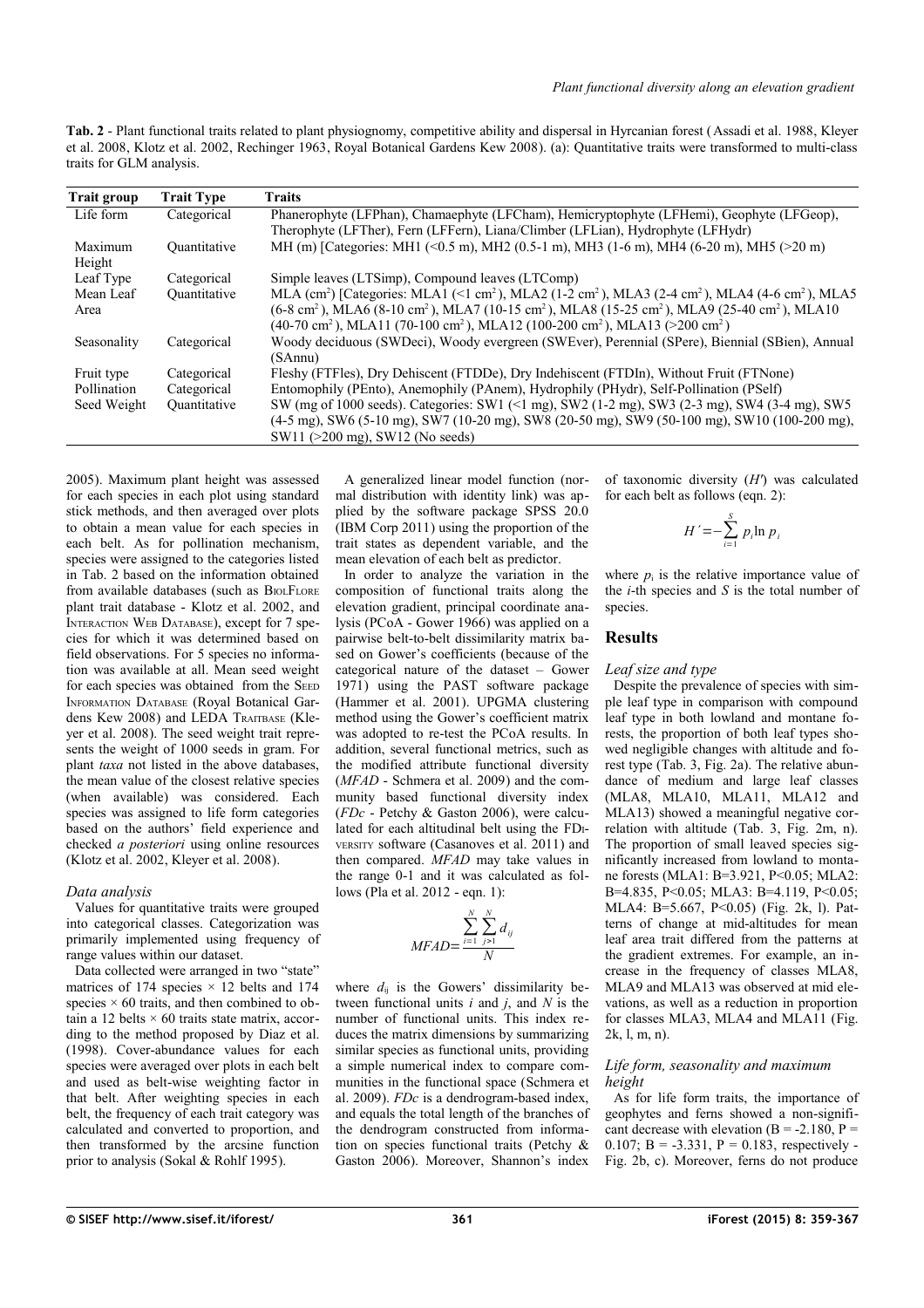**Tab. 2** - Plant functional traits related to plant physiognomy, competitive ability and dispersal in Hyrcanian forest (Assadi et al. 1988, Kleyer et al. 2008, Klotz et al. 2002, Rechinger 1963, Royal Botanical Gardens Kew 2008). (a): Quantitative traits were transformed to multi-class traits for GLM analysis.

| Trait group | Trait Type | Traits |
|---|---|---|
| Life form | Categorical | Phanerophyte (LFPhan), Chamaephyte (LFCham), Hemicryptophyte (LFHemi), Geophyte (LFGeop), Therophyte (LFTher), Fern (LFFern), Liana/Climber (LFLian), Hydrophyte (LFHydr) |
| Maximum Height | Quantitative | MH (m) [Categories: MH1 (<0.5 m), MH2 (0.5-1 m), MH3 (1-6 m), MH4 (6-20 m), MH5 (>20 m) |
| Leaf Type | Categorical | Simple leaves (LTSimp), Compound leaves (LTComp) |
| Mean Leaf Area | Quantitative | MLA ($cm^2$) [Categories: MLA1 (<1 $cm^2$), MLA2 (1-2 $cm^2$), MLA3 (2-4 $cm^2$), MLA4 (4-6 $cm^2$), MLA5 (6-8 $cm^2$), MLA6 (8-10 $cm^2$), MLA7 (10-15 $cm^2$), MLA8 (15-25 $cm^2$), MLA9 (25-40 $cm^2$), MLA10 (40-70 $cm^2$), MLA11 (70-100 $cm^2$), MLA12 (100-200 $cm^2$), MLA13 (>200 $cm^2$) |
| Seasonality | Categorical | Woody deciduous (SWDeci), Woody evergreen (SWEver), Perennial (SPere), Biennial (SBien), Annual (SAnnu) |
| Fruit type | Categorical | Fleshy (FTFles), Dry Dehiscent (FTDDe), Dry Indehiscent (FTDIn), Without Fruit (FTNone) |
| Pollination | Categorical | Entomophily (PEnto), Anemophily (PAnem), Hydrophily (PHydr), Self-Pollination (PSelf) |
| Seed Weight | Quantitative | SW (mg of 1000 seeds). Categories: SW1 (<1 mg), SW2 (1-2 mg), SW3 (2-3 mg), SW4 (3-4 mg), SW5 (4-5 mg), SW6 (5-10 mg), SW7 (10-20 mg), SW8 (20-50 mg), SW9 (50-100 mg), SW10 (100-200 mg), SW11 (>200 mg), SW12 (No seeds) |

2005). Maximum plant height was assessed for each species in each plot using standard stick methods, and then averaged over plots to obtain a mean value for each species in each belt. As for pollination mechanism, species were assigned to the categories listed in Tab. 2 based on the information obtained from available databases (such as BiolFlore plant trait database - Klotz et al. 2002, and Interaction Web Database), except for 7 species for which it was determined based on field observations. For 5 species no information was available at all. Mean seed weight for each species was obtained from the Seed Information Database (Royal Botanical Gardens Kew 2008) and LEDA Traitbase (Kleyer et al. 2008). The seed weight trait represents the weight of 1000 seeds in gram. For plant *taxa* not listed in the above databases, the mean value of the closest relative species (when available) was considered. Each species was assigned to life form categories based on the authors' field experience and checked *a posteriori* using online resources (Klotz et al. 2002, Kleyer et al. 2008).

### Data analysis

Values for quantitative traits were grouped into categorical classes. Categorization was primarily implemented using frequency of range values within our dataset.

Data collected were arranged in two "state" matrices of 174 species × 12 belts and 174 species × 60 traits, and then combined to obtain a 12 belts × 60 traits state matrix, according to the method proposed by Diaz et al. (1998). Cover-abundance values for each species were averaged over plots in each belt and used as belt-wise weighting factor in that belt. After weighting species in each belt, the frequency of each trait category was calculated and converted to proportion, and then transformed by the arcsine function prior to analysis (Sokal & Rohlf 1995).

A generalized linear model function (normal distribution with identity link) was applied by the software package SPSS 20.0 (IBM Corp 2011) using the proportion of the trait states as dependent variable, and the mean elevation of each belt as predictor.

In order to analyze the variation in the composition of functional traits along the elevation gradient, principal coordinate analysis (PCoA - Gower 1966) was applied on a pairwise belt-to-belt dissimilarity matrix based on Gower's coefficients (because of the categorical nature of the dataset – Gower 1971) using the PAST software package (Hammer et al. 2001). UPGMA clustering method using the Gower's coefficient matrix was adopted to re-test the PCoA results. In addition, several functional metrics, such as the modified attribute functional diversity (*MFAD* - Schmera et al. 2009) and the community based functional diversity index (*FDc* - Petchy & Gaston 2006), were calculated for each altitudinal belt using the FDiversity software (Casanoves et al. 2011) and then compared. *MFAD* may take values in the range 0-1 and it was calculated as follows (Pla et al. 2012 - eqn. 1):

$$MFAD = \frac{\sum_{i=1}^{N} \sum_{j>1}^{N} d_{ij}}{N}$$

where $d_{ij}$ is the Gowers' dissimilarity between functional units $i$ and $j$, and $N$ is the number of functional units. This index reduces the matrix dimensions by summarizing similar species as functional units, providing a simple numerical index to compare communities in the functional space (Schmera et al. 2009). *FDc* is a dendrogram-based index, and equals the total length of the branches of the dendrogram constructed from information on species functional traits (Petchy & Gaston 2006). Moreover, Shannon's index of taxonomic diversity ($H'$) was calculated for each belt as follows (eqn. 2):

$$H' = -\sum_{i=1}^{S} p_i \ln p_i$$

where $p_i$ is the relative importance value of the $i$-th species and $S$ is the total number of species.

## Results

### Leaf size and type

Despite the prevalence of species with simple leaf type in comparison with compound leaf type in both lowland and montane forests, the proportion of both leaf types showed negligible changes with altitude and forest type (Tab. 3, Fig. 2a). The relative abundance of medium and large leaf classes (MLA8, MLA10, MLA11, MLA12 and MLA13) showed a meaningful negative correlation with altitude (Tab. 3, Fig. 2m, n). The proportion of small leaved species significantly increased from lowland to montane forests (MLA1: B=3.921, P<0.05; MLA2: B=4.835, P<0.05; MLA3: B=4.119, P<0.05; MLA4: B=5.667, P<0.05) (Fig. 2k, l). Patterns of change at mid-altitudes for mean leaf area trait differed from the patterns at the gradient extremes. For example, an increase in the frequency of classes MLA8, MLA9 and MLA13 was observed at mid elevations, as well as a reduction in proportion for classes MLA3, MLA4 and MLA11 (Fig. 2k, l, m, n).

### Life form, seasonality and maximum height

As for life form traits, the importance of geophytes and ferns showed a non-significant decrease with elevation (B = -2.180, P = 0.107; B = -3.331, P = 0.183, respectively - Fig. 2b, c). Moreover, ferns do not produce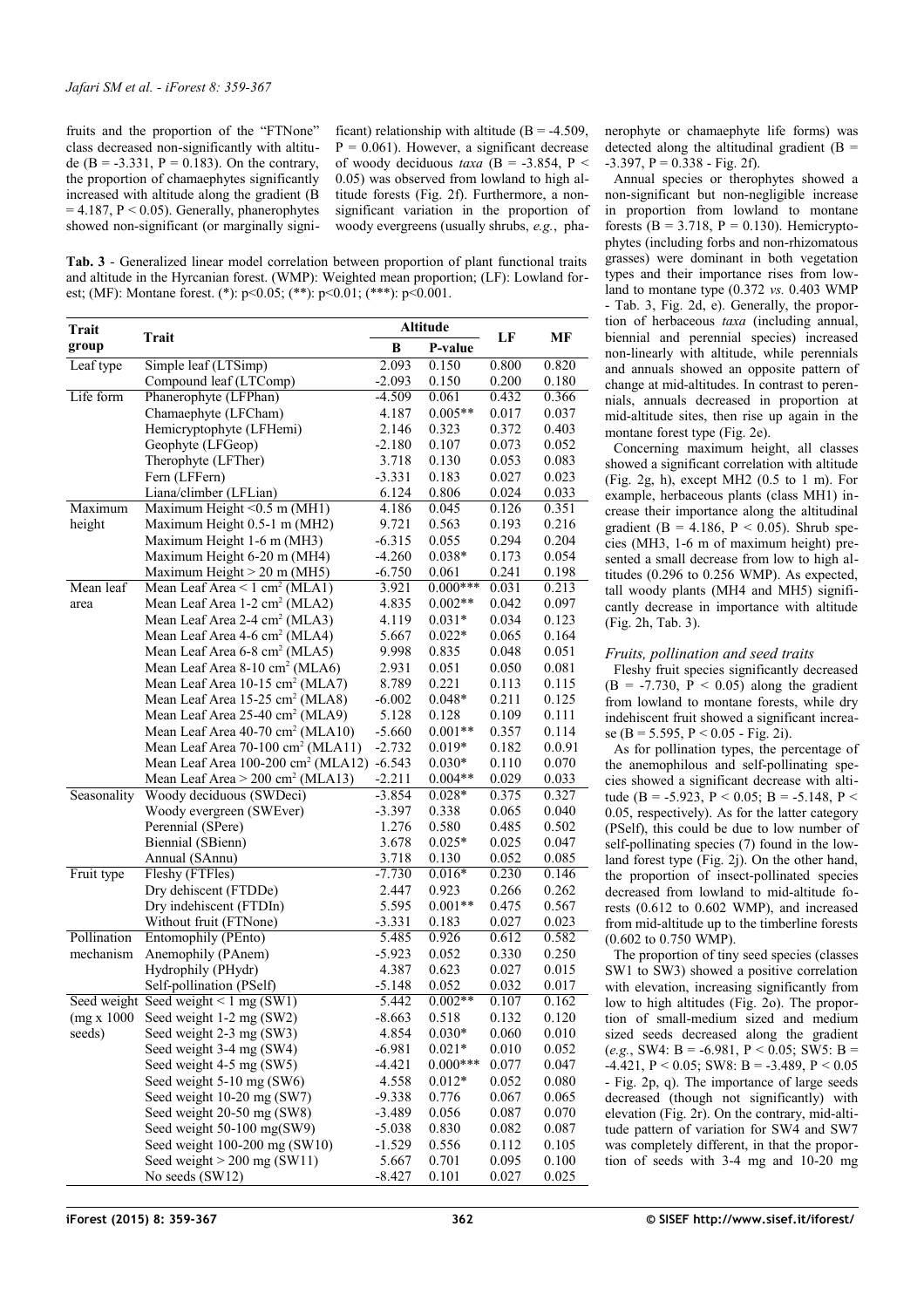fruits and the proportion of the "FTNone" class decreased non-significantly with altitude (B = -3.331, P = 0.183). On the contrary, the proportion of chamaephytes significantly increased with altitude along the gradient (B = 4.187, P < 0.05). Generally, phanerophytes showed non-significant (or marginally significant) relationship with altitude (B = -4.509, P = 0.061). However, a significant decrease of woody deciduous *taxa* (B = -3.854, P < 0.05) was observed from lowland to high altitude forests (Fig. 2f). Furthermore, a non-significant variation in the proportion of woody evergreens (usually shrubs, *e.g.*, phanerophyte or chamaephyte life forms) was detected along the altitudinal gradient (B = -3.397, P = 0.338 - Fig. 2f).

**Tab. 3** - Generalized linear model correlation between proportion of plant functional traits and altitude in the Hyrcanian forest. (WMP): Weighted mean proportion; (LF): Lowland forest; (MF): Montane forest. (*): p<0.05; (**): p<0.01; (***): p<0.001.

| Trait group | Trait | Altitude | | LF | MF |
|---|---|---|---|---|---|
| | | B | P-value | | |
| Leaf type | Simple leaf (LTSimp) | 2.093 | 0.150 | 0.800 | 0.820 |
| | Compound leaf (LTComp) | -2.093 | 0.150 | 0.200 | 0.180 |
| Life form | Phanerophyte (LFPhan) | -4.509 | 0.061 | 0.432 | 0.366 |
| | Chamaephyte (LFCham) | 4.187 | 0.005** | 0.017 | 0.037 |
| | Hemicryptophyte (LFHemi) | 2.146 | 0.323 | 0.372 | 0.403 |
| | Geophyte (LFGeop) | -2.180 | 0.107 | 0.073 | 0.052 |
| | Therophyte (LFTher) | 3.718 | 0.130 | 0.053 | 0.083 |
| | Fern (LFFern) | -3.331 | 0.183 | 0.027 | 0.023 |
| | Liana/climber (LFLian) | 6.124 | 0.806 | 0.024 | 0.033 |
| Maximum height | Maximum Height <0.5 m (MH1) | 4.186 | 0.045 | 0.126 | 0.351 |
| | Maximum Height 0.5-1 m (MH2) | 9.721 | 0.563 | 0.193 | 0.216 |
| | Maximum Height 1-6 m (MH3) | -6.315 | 0.055 | 0.294 | 0.204 |
| | Maximum Height 6-20 m (MH4) | -4.260 | 0.038* | 0.173 | 0.054 |
| | Maximum Height > 20 m (MH5) | -6.750 | 0.061 | 0.241 | 0.198 |
| Mean leaf area | Mean Leaf Area < 1 cm² (MLA1) | 3.921 | 0.000*** | 0.031 | 0.213 |
| | Mean Leaf Area 1-2 cm² (MLA2) | 4.835 | 0.002** | 0.042 | 0.097 |
| | Mean Leaf Area 2-4 cm² (MLA3) | 4.119 | 0.031* | 0.034 | 0.123 |
| | Mean Leaf Area 4-6 cm² (MLA4) | 5.667 | 0.022* | 0.065 | 0.164 |
| | Mean Leaf Area 6-8 cm² (MLA5) | 9.998 | 0.835 | 0.048 | 0.051 |
| | Mean Leaf Area 8-10 cm² (MLA6) | 2.931 | 0.051 | 0.050 | 0.081 |
| | Mean Leaf Area 10-15 cm² (MLA7) | 8.789 | 0.221 | 0.113 | 0.115 |
| | Mean Leaf Area 15-25 cm² (MLA8) | -6.002 | 0.048* | 0.211 | 0.125 |
| | Mean Leaf Area 25-40 cm² (MLA9) | 5.128 | 0.128 | 0.109 | 0.111 |
| | Mean Leaf Area 40-70 cm² (MLA10) | -5.660 | 0.001** | 0.357 | 0.114 |
| | Mean Leaf Area 70-100 cm² (MLA11) | -2.732 | 0.019* | 0.182 | 0.0.91 |
| | Mean Leaf Area 100-200 cm² (MLA12) | -6.543 | 0.030* | 0.110 | 0.070 |
| | Mean Leaf Area > 200 cm² (MLA13) | -2.211 | 0.004** | 0.029 | 0.033 |
| Seasonality | Woody deciduous (SWDeci) | -3.854 | 0.028* | 0.375 | 0.327 |
| | Woody evergreen (SWEver) | -3.397 | 0.338 | 0.065 | 0.040 |
| | Perennial (SPere) | 1.276 | 0.580 | 0.485 | 0.502 |
| | Biennial (SBienn) | 3.678 | 0.025* | 0.025 | 0.047 |
| | Annual (SAnnu) | 3.718 | 0.130 | 0.052 | 0.085 |
| Fruit type | Fleshy (FTFles) | -7.730 | 0.016* | 0.230 | 0.146 |
| | Dry dehiscent (FTDDe) | 2.447 | 0.923 | 0.266 | 0.262 |
| | Dry indehiscent (FTDIn) | 5.595 | 0.001** | 0.475 | 0.567 |
| | Without fruit (FTNone) | -3.331 | 0.183 | 0.027 | 0.023 |
| Pollination mechanism | Entomophily (PEnto) | 5.485 | 0.926 | 0.612 | 0.582 |
| | Anemophily (PAnem) | -5.923 | 0.052 | 0.330 | 0.250 |
| | Hydrophily (PHydr) | 4.387 | 0.623 | 0.027 | 0.015 |
| | Self-pollination (PSelf) | -5.148 | 0.052 | 0.032 | 0.017 |
| Seed weight (mg x 1000 seeds) | Seed weight < 1 mg (SW1) | 5.442 | 0.002** | 0.107 | 0.162 |
| | Seed weight 1-2 mg (SW2) | -8.663 | 0.518 | 0.132 | 0.120 |
| | Seed weight 2-3 mg (SW3) | 4.854 | 0.030* | 0.060 | 0.010 |
| | Seed weight 3-4 mg (SW4) | -6.981 | 0.021* | 0.010 | 0.052 |
| | Seed weight 4-5 mg (SW5) | -4.421 | 0.000*** | 0.077 | 0.047 |
| | Seed weight 5-10 mg (SW6) | 4.558 | 0.012* | 0.052 | 0.080 |
| | Seed weight 10-20 mg (SW7) | -9.338 | 0.776 | 0.067 | 0.065 |
| | Seed weight 20-50 mg (SW8) | -3.489 | 0.056 | 0.087 | 0.070 |
| | Seed weight 50-100 mg(SW9) | -5.038 | 0.830 | 0.082 | 0.087 |
| | Seed weight 100-200 mg (SW10) | -1.529 | 0.556 | 0.112 | 0.105 |
| | Seed weight > 200 mg (SW11) | 5.667 | 0.701 | 0.095 | 0.100 |
| | No seeds (SW12) | -8.427 | 0.101 | 0.027 | 0.025 |

Annual species or therophytes showed a non-significant but non-negligible increase in proportion from lowland to montane forests (B = 3.718, P = 0.130). Hemicryptophytes (including forbs and non-rhizomatous grasses) were dominant in both vegetation types and their importance rises from lowland to montane type (0.372 *vs.* 0.403 WMP - Tab. 3, Fig. 2d, e). Generally, the proportion of herbaceous *taxa* (including annual, biennial and perennial species) increased non-linearly with altitude, while perennials and annuals showed an opposite pattern of change at mid-altitudes. In contrast to perennials, annuals decreased in proportion at mid-altitude sites, then rise up again in the montane forest type (Fig. 2e).

Concerning maximum height, all classes showed a significant correlation with altitude (Fig. 2g, h), except MH2 (0.5 to 1 m). For example, herbaceous plants (class MH1) increase their importance along the altitudinal gradient (B = 4.186, P < 0.05). Shrub species (MH3, 1-6 m of maximum height) presented a small decrease from low to high altitudes (0.296 to 0.256 WMP). As expected, tall woody plants (MH4 and MH5) significantly decrease in importance with altitude (Fig. 2h, Tab. 3).

### Fruits, pollination and seed traits

Fleshy fruit species significantly decreased (B = -7.730, P < 0.05) along the gradient from lowland to montane forests, while dry indehiscent fruit showed a significant increase (B = 5.595, P < 0.05 - Fig. 2i).

As for pollination types, the percentage of the anemophilous and self-pollinating species showed a significant decrease with altitude (B = -5.923, P < 0.05; B = -5.148, P < 0.05, respectively). As for the latter category (PSelf), this could be due to low number of self-pollinating species (7) found in the lowland forest type (Fig. 2j). On the other hand, the proportion of insect-pollinated species decreased from lowland to mid-altitude forests (0.612 to 0.602 WMP), and increased from mid-altitude up to the timberline forests (0.602 to 0.750 WMP).

The proportion of tiny seed species (classes SW1 to SW3) showed a positive correlation with elevation, increasing significantly from low to high altitudes (Fig. 2o). The proportion of small-medium sized and medium sized seeds decreased along the gradient (*e.g.*, SW4: B = -6.981, P < 0.05; SW5: B = -4.421, P < 0.05; SW8: B = -3.489, P < 0.05 - Fig. 2p, q). The importance of large seeds decreased (though not significantly) with elevation (Fig. 2r). On the contrary, mid-altitude pattern of variation for SW4 and SW7 was completely different, in that the proportion of seeds with 3-4 mg and 10-20 mg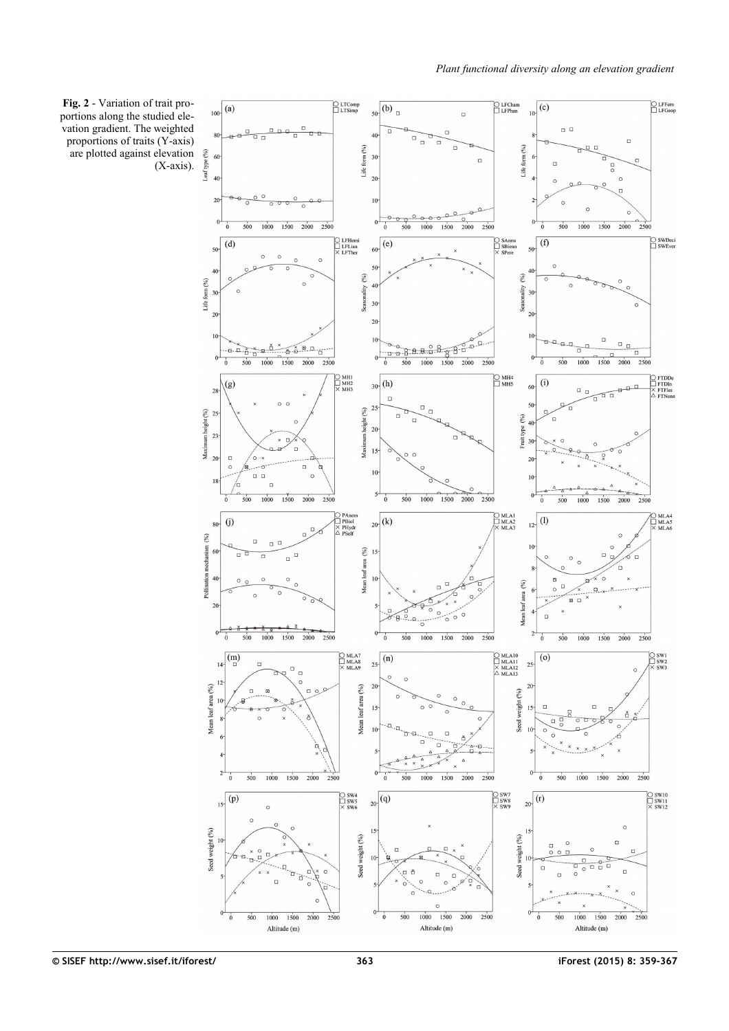**Fig. 2** - Variation of trait proportions along the studied elevation gradient. The weighted proportions of traits (Y-axis) are plotted against elevation (X-axis).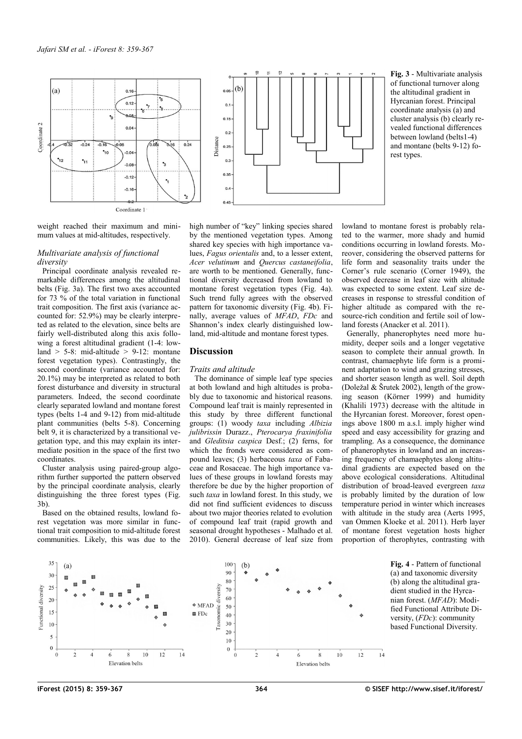**Fig. 3** - Multivariate analysis of functional turnover along the altitudinal gradient in Hyrcanian forest. Principal coordinate analysis (a) and cluster analysis (b) clearly revealed functional differences between lowland (belts1-4) and montane (belts 9-12) forest types.

weight reached their maximum and minimum values at mid-altitudes, respectively.

### *Multivariate analysis of functional diversity*

Principal coordinate analysis revealed remarkable differences among the altitudinal belts (Fig. 3a). The first two axes accounted for 73 % of the total variation in functional trait composition. The first axis (variance accounted for: 52.9%) may be clearly interpreted as related to the elevation, since belts are fairly well-distributed along this axis following a forest altitudinal gradient (1-4: lowland > 5-8: mid-altitude > 9-12: montane forest vegetation types). Contrastingly, the second coordinate (variance accounted for: 20.1%) may be interpreted as related to both forest disturbance and diversity in structural parameters. Indeed, the second coordinate clearly separated lowland and montane forest types (belts 1-4 and 9-12) from mid-altitude plant communities (belts 5-8). Concerning belt 9, it is characterized by a transitional vegetation type, and this may explain its intermediate position in the space of the first two coordinates.

Cluster analysis using paired-group algorithm further supported the pattern observed by the principal coordinate analysis, clearly distinguishing the three forest types (Fig. 3b).

Based on the obtained results, lowland forest vegetation was more similar in functional trait composition to mid-altitude forest communities. Likely, this was due to the high number of "key" linking species shared by the mentioned vegetation types. Among shared key species with high importance values, *Fagus orientalis* and, to a lesser extent, *Acer velutinum* and *Quercus castaneifolia*, are worth to be mentioned. Generally, functional diversity decreased from lowland to montane forest vegetation types (Fig. 4a). Such trend fully agrees with the observed pattern for taxonomic diversity (Fig. 4b). Finally, average values of *MFAD*, *FDc* and Shannon's index clearly distinguished lowland, mid-altitude and montane forest types.

## Discussion

### *Traits and altitude*

The dominance of simple leaf type species at both lowland and high altitudes is probably due to taxonomic and historical reasons. Compound leaf trait is mainly represented in this study by three different functional groups: (1) woody *taxa* including *Albizia julibrissin* Durazz., *Pterocarya fraxinifolia* and *Gleditsia caspica* Desf.; (2) ferns, for which the fronds were considered as compound leaves; (3) herbaceous *taxa* of Fabaceae and Rosaceae. The high importance values of these groups in lowland forests may therefore be due by the higher proportion of such *taxa* in lowland forest. In this study, we did not find sufficient evidences to discuss about two major theories related to evolution of compound leaf trait (rapid growth and seasonal drought hypotheses - Malhado et al. 2010). General decrease of leaf size from lowland to montane forest is probably related to the warmer, more shady and humid conditions occurring in lowland forests. Moreover, considering the observed patterns for life form and seasonality traits under the Corner's rule scenario (Corner 1949), the observed decrease in leaf size with altitude was expected to some extent. Leaf size decreases in response to stressful condition of higher altitude as compared with the resource-rich condition and fertile soil of lowland forests (Anacker et al. 2011).

Generally, phanerophytes need more humidity, deeper soils and a longer vegetative season to complete their annual growth. In contrast, chamaephyte life form is a prominent adaptation to wind and grazing stresses, and shorter season length as well. Soil depth (Doležal & Šrutek 2002), length of the growing season (Körner 1999) and humidity (Khalili 1973) decrease with the altitude in the Hyrcanian forest. Moreover, forest openings above 1800 m a.s.l. imply higher wind speed and easy accessibility for grazing and trampling. As a consequence, the dominance of phanerophytes in lowland and an increasing frequency of chamaephytes along altitudinal gradients are expected based on the above ecological considerations. Altitudinal distribution of broad-leaved evergreen *taxa* is probably limited by the duration of low temperature period in winter which increases with altitude in the study area (Aerts 1995, van Ommen Kloeke et al. 2011). Herb layer of montane forest vegetation hosts higher proportion of therophytes, contrasting with

**Fig. 4** - Pattern of functional (a) and taxonomic diversity (b) along the altitudinal gradient studied in the Hyrcanian forest. (*MFAD*): Modified Functional Attribute Diversity, (*FDc*): community based Functional Diversity.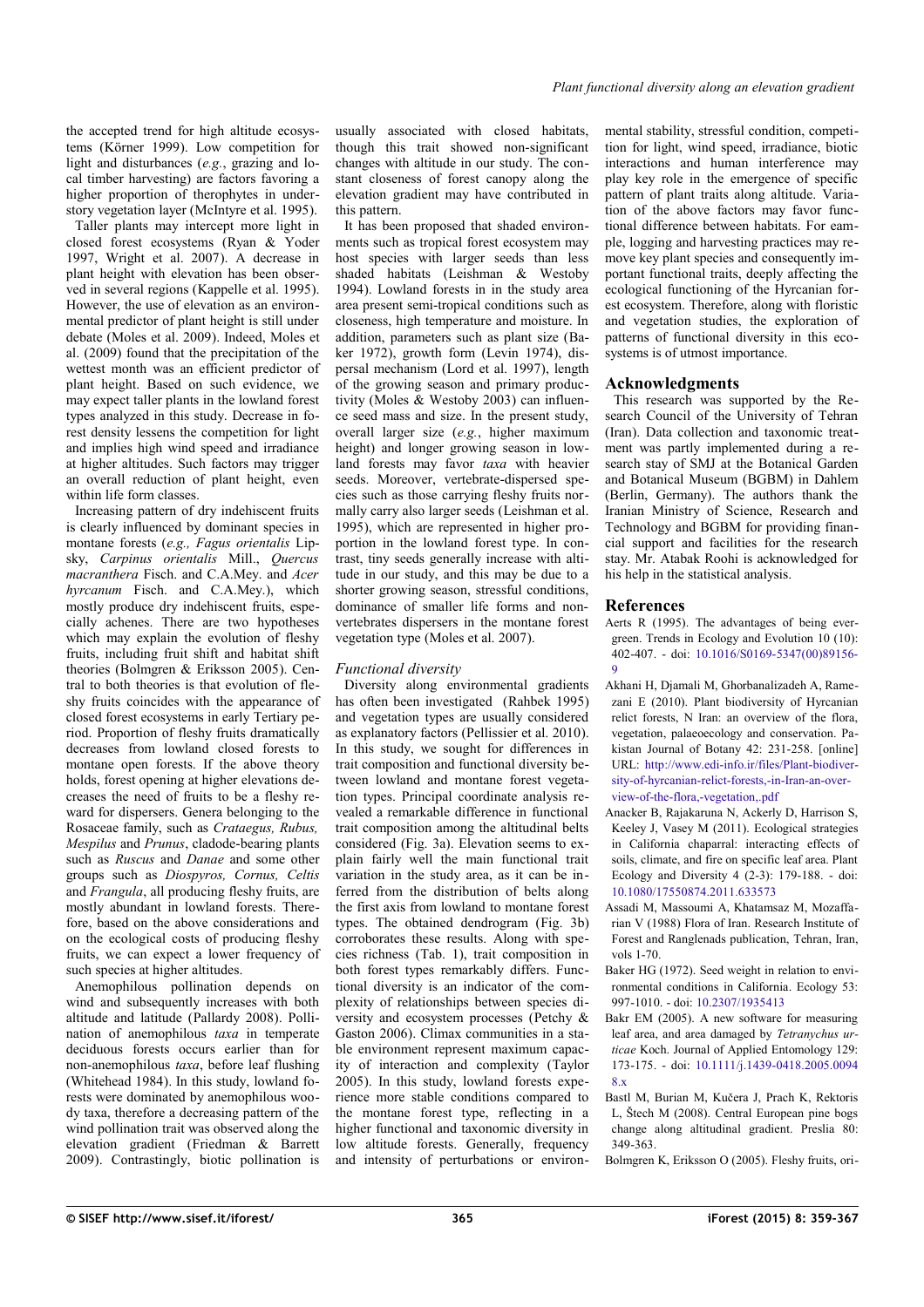the accepted trend for high altitude ecosystems (Körner 1999). Low competition for light and disturbances (*e.g.*, grazing and local timber harvesting) are factors favoring a higher proportion of therophytes in understory vegetation layer (McIntyre et al. 1995).

Taller plants may intercept more light in closed forest ecosystems (Ryan & Yoder 1997, Wright et al. 2007). A decrease in plant height with elevation has been observed in several regions (Kappelle et al. 1995). However, the use of elevation as an environmental predictor of plant height is still under debate (Moles et al. 2009). Indeed, Moles et al. (2009) found that the precipitation of the wettest month was an efficient predictor of plant height. Based on such evidence, we may expect taller plants in the lowland forest types analyzed in this study. Decrease in forest density lessens the competition for light and implies high wind speed and irradiance at higher altitudes. Such factors may trigger an overall reduction of plant height, even within life form classes.

Increasing pattern of dry indehiscent fruits is clearly influenced by dominant species in montane forests (*e.g., Fagus orientalis* Lipsky, *Carpinus orientalis* Mill., *Quercus macranthera* Fisch. and C.A.Mey. and *Acer hyrcanum* Fisch. and C.A.Mey.), which mostly produce dry indehiscent fruits, especially achenes. There are two hypotheses which may explain the evolution of fleshy fruits, including fruit shift and habitat shift theories (Bolmgren & Eriksson 2005). Central to both theories is that evolution of fleshy fruits coincides with the appearance of closed forest ecosystems in early Tertiary period. Proportion of fleshy fruits dramatically decreases from lowland closed forests to montane open forests. If the above theory holds, forest opening at higher elevations decreases the need of fruits to be a fleshy reward for dispersers. Genera belonging to the Rosaceae family, such as *Crataegus, Rubus, Mespilus* and *Prunus*, cladode-bearing plants such as *Ruscus* and *Danae* and some other groups such as *Diospyros, Cornus, Celtis* and *Frangula*, all producing fleshy fruits, are mostly abundant in lowland forests. Therefore, based on the above considerations and on the ecological costs of producing fleshy fruits, we can expect a lower frequency of such species at higher altitudes.

Anemophilous pollination depends on wind and subsequently increases with both altitude and latitude (Pallardy 2008). Pollination of anemophilous *taxa* in temperate deciduous forests occurs earlier than for non-anemophilous *taxa*, before leaf flushing (Whitehead 1984). In this study, lowland forests were dominated by anemophilous woody taxa, therefore a decreasing pattern of the wind pollination trait was observed along the elevation gradient (Friedman & Barrett 2009). Contrastingly, biotic pollination is usually associated with closed habitats, though this trait showed non-significant changes with altitude in our study. The constant closeness of forest canopy along the elevation gradient may have contributed in this pattern.

It has been proposed that shaded environments such as tropical forest ecosystem may host species with larger seeds than less shaded habitats (Leishman & Westoby 1994). Lowland forests in in the study area area present semi-tropical conditions such as closeness, high temperature and moisture. In addition, parameters such as plant size (Baker 1972), growth form (Levin 1974), dispersal mechanism (Lord et al. 1997), length of the growing season and primary productivity (Moles & Westoby 2003) can influence seed mass and size. In the present study, overall larger size (*e.g.*, higher maximum height) and longer growing season in lowland forests may favor *taxa* with heavier seeds. Moreover, vertebrate-dispersed species such as those carrying fleshy fruits normally carry also larger seeds (Leishman et al. 1995), which are represented in higher proportion in the lowland forest type. In contrast, tiny seeds generally increase with altitude in our study, and this may be due to a shorter growing season, stressful conditions, dominance of smaller life forms and non-vertebrates dispersers in the montane forest vegetation type (Moles et al. 2007).

### *Functional diversity*

Diversity along environmental gradients has often been investigated (Rahbek 1995) and vegetation types are usually considered as explanatory factors (Pellissier et al. 2010). In this study, we sought for differences in trait composition and functional diversity between lowland and montane forest vegetation types. Principal coordinate analysis revealed a remarkable difference in functional trait composition among the altitudinal belts considered (Fig. 3a). Elevation seems to explain fairly well the main functional trait variation in the study area, as it can be inferred from the distribution of belts along the first axis from lowland to montane forest types. The obtained dendrogram (Fig. 3b) corroborates these results. Along with species richness (Tab. 1), trait composition in both forest types remarkably differs. Functional diversity is an indicator of the complexity of relationships between species diversity and ecosystem processes (Petchy & Gaston 2006). Climax communities in a stable environment represent maximum capacity of interaction and complexity (Taylor 2005). In this study, lowland forests experience more stable conditions compared to the montane forest type, reflecting in a higher functional and taxonomic diversity in low altitude forests. Generally, frequency and intensity of perturbations or environmental stability, stressful condition, competition for light, wind speed, irradiance, biotic interactions and human interference may play key role in the emergence of specific pattern of plant traits along altitude. Variation of the above factors may favor functional difference between habitats. For example, logging and harvesting practices may remove key plant species and consequently important functional traits, deeply affecting the ecological functioning of the Hyrcanian forest ecosystem. Therefore, along with floristic and vegetation studies, the exploration of patterns of functional diversity in this ecosystems is of utmost importance.

## Acknowledgments

This research was supported by the Research Council of the University of Tehran (Iran). Data collection and taxonomic treatment was partly implemented during a research stay of SMJ at the Botanical Garden and Botanical Museum (BGBM) in Dahlem (Berlin, Germany). The authors thank the Iranian Ministry of Science, Research and Technology and BGBM for providing financial support and facilities for the research stay. Mr. Atabak Roohi is acknowledged for his help in the statistical analysis.

## References

Aerts R (1995). The advantages of being evergreen. Trends in Ecology and Evolution 10 (10): 402-407. - doi: 10.1016/S0169-5347(00)89156-9

Akhani H, Djamali M, Ghorbanalizadeh A, Ramezani E (2010). Plant biodiversity of Hyrcanian relict forests, N Iran: an overview of the flora, vegetation, palaeoecology and conservation. Pakistan Journal of Botany 42: 231-258. [online] URL: http://www.edi-info.ir/files/Plant-biodiversity-of-hyrcanian-relict-forests,-in-Iran-an-overview-of-the-flora,-vegetation,.pdf

Anacker B, Rajakaruna N, Ackerly D, Harrison S, Keeley J, Vasey M (2011). Ecological strategies in California chaparral: interacting effects of soils, climate, and fire on specific leaf area. Plant Ecology and Diversity 4 (2-3): 179-188. - doi: 10.1080/17550874.2011.633573

Assadi M, Massoumi A, Khatamsaz M, Mozaffarian V (1988) Flora of Iran. Research Institute of Forest and Ranglenads publication, Tehran, Iran, vols 1-70.

Baker HG (1972). Seed weight in relation to environmental conditions in California. Ecology 53: 997-1010. - doi: 10.2307/1935413

Bakr EM (2005). A new software for measuring leaf area, and area damaged by *Tetranychus urticae* Koch. Journal of Applied Entomology 129: 173-175. - doi: 10.1111/j.1439-0418.2005.00948.x

Bastl M, Burian M, Kučera J, Prach K, Rektoris L, Štech M (2008). Central European pine bogs change along altitudinal gradient. Preslia 80: 349-363.

Bolmgren K, Eriksson O (2005). Fleshy fruits, ori-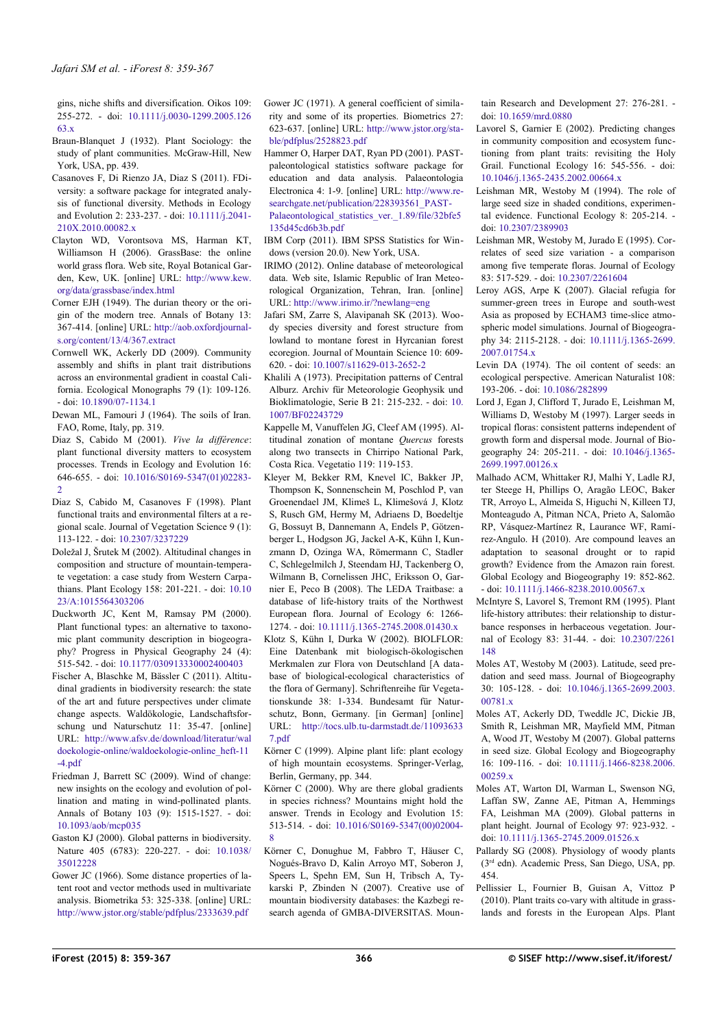gins, niche shifts and diversification. Oikos 109: 255-272. - doi: 10.1111/j.0030-1299.2005.12663.x

Braun-Blanquet J (1932). Plant Sociology: the study of plant communities. McGraw-Hill, New York, USA, pp. 439.

Casanoves F, Di Rienzo JA, Diaz S (2011). FDiversity: a software package for integrated analysis of functional diversity. Methods in Ecology and Evolution 2: 233-237. - doi: 10.1111/j.2041-210X.2010.00082.x

Clayton WD, Vorontsova MS, Harman KT, Williamson H (2006). GrassBase: the online world grass flora. Web site, Royal Botanical Garden, Kew, UK. [online] URL: http://www.kew.org/data/grassbase/index.html

Corner EJH (1949). The durian theory or the origin of the modern tree. Annals of Botany 13: 367-414. [online] URL: http://aob.oxfordjournals.org/content/13/4/367.extract

Cornwell WK, Ackerly DD (2009). Community assembly and shifts in plant trait distributions across an environmental gradient in coastal California. Ecological Monographs 79 (1): 109-126. - doi: 10.1890/07-1134.1

Dewan ML, Famouri J (1964). The soils of Iran. FAO, Rome, Italy, pp. 319.

Diaz S, Cabido M (2001). *Vive la différence*: plant functional diversity matters to ecosystem processes. Trends in Ecology and Evolution 16: 646-655. - doi: 10.1016/S0169-5347(01)02283-2

Diaz S, Cabido M, Casanoves F (1998). Plant functional traits and environmental filters at a regional scale. Journal of Vegetation Science 9 (1): 113-122. - doi: 10.2307/3237229

Doležal J, Šrutek M (2002). Altitudinal changes in composition and structure of mountain-temperate vegetation: a case study from Western Carpathians. Plant Ecology 158: 201-221. - doi: 10.1023/A:1015564303206

Duckworth JC, Kent M, Ramsay PM (2000). Plant functional types: an alternative to taxonomic plant community description in biogeography? Progress in Physical Geography 24 (4): 515-542. - doi: 10.1177/030913330002400403

Fischer A, Blaschke M, Bässler C (2011). Altitudinal gradients in biodiversity research: the state of the art and future perspectives under climate change aspects. Waldökologie, Landschaftsforschung und Naturschutz 11: 35-47. [online] URL: http://www.afsv.de/download/literatur/waldoekologie-online/waldoekologie-online_heft-11-4.pdf

Friedman J, Barrett SC (2009). Wind of change: new insights on the ecology and evolution of pollination and mating in wind-pollinated plants. Annals of Botany 103 (9): 1515-1527. - doi: 10.1093/aob/mcp035

Gaston KJ (2000). Global patterns in biodiversity. Nature 405 (6783): 220-227. - doi: 10.1038/35012228

Gower JC (1966). Some distance properties of latent root and vector methods used in multivariate analysis. Biometrika 53: 325-338. [online] URL: http://www.jstor.org/stable/pdfplus/2333639.pdf

Gower JC (1971). A general coefficient of similarity and some of its properties. Biometrics 27: 623-637. [online] URL: http://www.jstor.org/stable/pdfplus/2528823.pdf

Hammer O, Harper DAT, Ryan PD (2001). PAST-paleontological statistics software package for education and data analysis. Palaeontologia Electronica 4: 1-9. [online] URL: http://www.researchgate.net/publication/228393561_PAST-Palaeontological_statistics_ver._1.89/file/32bfe5135d45cd6b3b.pdf

IBM Corp (2011). IBM SPSS Statistics for Windows (version 20.0). New York, USA.

IRIMO (2012). Online database of meteorological data. Web site, Islamic Republic of Iran Meteorological Organization, Tehran, Iran. [online] URL: http://www.irimo.ir/?newlang=eng

Jafari SM, Zarre S, Alavipanah SK (2013). Woody species diversity and forest structure from lowland to montane forest in Hyrcanian forest ecoregion. Journal of Mountain Science 10: 609-620. - doi: 10.1007/s11629-013-2652-2

Khalili A (1973). Precipitation patterns of Central Alburz. Archiv für Meteorologie Geophysik und Bioklimatologie, Serie B 21: 215-232. - doi: 10.1007/BF02243729

Kappelle M, Vanuffelen JG, Cleef AM (1995). Altitudinal zonation of montane *Quercus* forests along two transects in Chirripo National Park, Costa Rica. Vegetatio 119: 119-153.

Kleyer M, Bekker RM, Knevel IC, Bakker JP, Thompson K, Sonnenschein M, Poschlod P, van Groenendael JM, Klimeš L, Klimešová J, Klotz S, Rusch GM, Hermy M, Adriaens D, Boedeltje G, Bossuyt B, Dannemann A, Endels P, Götzenberger L, Hodgson JG, Jackel A-K, Kühn I, Kunzmann D, Ozinga WA, Römermann C, Stadler C, Schlegelmilch J, Steendam HJ, Tackenberg O, Wilmann B, Cornelissen JHC, Eriksson O, Garnier E, Peco B (2008). The LEDA Traitbase: a database of life-history traits of the Northwest European flora. Journal of Ecology 6: 1266-1274. - doi: 10.1111/j.1365-2745.2008.01430.x

Klotz S, Kühn I, Durka W (2002). BIOLFLOR: Eine Datenbank mit biologisch-ökologischen Merkmalen zur Flora von Deutschland [A database of biological-ecological characteristics of the flora of Germany]. Schriftenreihe für Vegetationskunde 38: 1-334. Bundesamt für Naturschutz, Bonn, Germany. [in German] [online] URL: http://tocs.ulb.tu-darmstadt.de/110936337.pdf

Körner C (1999). Alpine plant life: plant ecology of high mountain ecosystems. Springer-Verlag, Berlin, Germany, pp. 344.

Körner C (2000). Why are there global gradients in species richness? Mountains might hold the answer. Trends in Ecology and Evolution 15: 513-514. - doi: 10.1016/S0169-5347(00)02004-8

Körner C, Donughue M, Fabbro T, Häuser C, Nogués-Bravo D, Kalin Arroyo MT, Soberon J, Speers L, Spehn EM, Sun H, Tribsch A, Tykarski P, Zbinden N (2007). Creative use of mountain biodiversity databases: the Kazbegi research agenda of GMBA-DIVERSITAS. Mountain Research and Development 27: 276-281. - doi: 10.1659/mrd.0880

Lavorel S, Garnier E (2002). Predicting changes in community composition and ecosystem functioning from plant traits: revisiting the Holy Grail. Functional Ecology 16: 545-556. - doi: 10.1046/j.1365-2435.2002.00664.x

Leishman MR, Westoby M (1994). The role of large seed size in shaded conditions, experimental evidence. Functional Ecology 8: 205-214. - doi: 10.2307/2389903

Leishman MR, Westoby M, Jurado E (1995). Correlates of seed size variation - a comparison among five temperate floras. Journal of Ecology 83: 517-529. - doi: 10.2307/2261604

Leroy AGS, Arpe K (2007). Glacial refugia for summer-green trees in Europe and south-west Asia as proposed by ECHAM3 time-slice atmospheric model simulations. Journal of Biogeography 34: 2115-2128. - doi: 10.1111/j.1365-2699.2007.01754.x

Levin DA (1974). The oil content of seeds: an ecological perspective. American Naturalist 108: 193-206. - doi: 10.1086/282899

Lord J, Egan J, Clifford T, Jurado E, Leishman M, Williams D, Westoby M (1997). Larger seeds in tropical floras: consistent patterns independent of growth form and dispersal mode. Journal of Biogeography 24: 205-211. - doi: 10.1046/j.1365-2699.1997.00126.x

Malhado ACM, Whittaker RJ, Malhi Y, Ladle RJ, ter Steege H, Phillips O, Aragão LEOC, Baker TR, Arroyo L, Almeida S, Higuchi N, Killeen TJ, Monteagudo A, Pitman NCA, Prieto A, Salomão RP, Vásquez-Martínez R, Laurance WF, Ramírez-Angulo. H (2010). Are compound leaves an adaptation to seasonal drought or to rapid growth? Evidence from the Amazon rain forest. Global Ecology and Biogeography 19: 852-862. - doi: 10.1111/j.1466-8238.2010.00567.x

McIntyre S, Lavorel S, Tremont RM (1995). Plant life-history attributes: their relationship to disturbance responses in herbaceous vegetation. Journal of Ecology 83: 31-44. - doi: 10.2307/2261148

Moles AT, Westoby M (2003). Latitude, seed predation and seed mass. Journal of Biogeography 30: 105-128. - doi: 10.1046/j.1365-2699.2003.00781.x

Moles AT, Ackerly DD, Tweddle JC, Dickie JB, Smith R, Leishman MR, Mayfield MM, Pitman A, Wood JT, Westoby M (2007). Global patterns in seed size. Global Ecology and Biogeography 16: 109-116. - doi: 10.1111/j.1466-8238.2006.00259.x

Moles AT, Warton DI, Warman L, Swenson NG, Laffan SW, Zanne AE, Pitman A, Hemmings FA, Leishman MA (2009). Global patterns in plant height. Journal of Ecology 97: 923-932. - doi: 10.1111/j.1365-2745.2009.01526.x

Pallardy SG (2008). Physiology of woody plants (3rd edn). Academic Press, San Diego, USA, pp. 454.

Pellissier L, Fournier B, Guisan A, Vittoz P (2010). Plant traits co-vary with altitude in grasslands and forests in the European Alps. Plant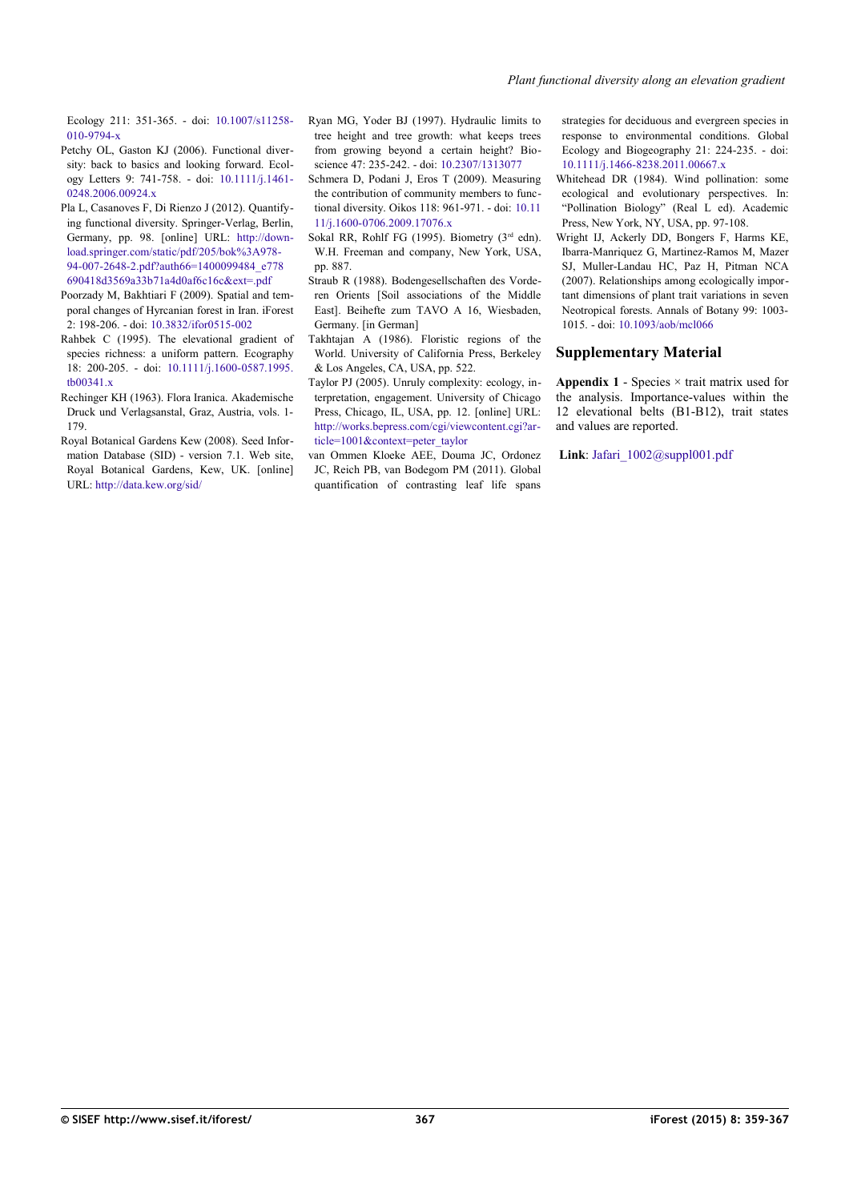Ecology 211: 351-365. - doi: 10.1007/s11258-010-9794-x

Petchy OL, Gaston KJ (2006). Functional diversity: back to basics and looking forward. Ecology Letters 9: 741-758. - doi: 10.1111/j.1461-0248.2006.00924.x

Pla L, Casanoves F, Di Rienzo J (2012). Quantifying functional diversity. Springer-Verlag, Berlin, Germany, pp. 98. [online] URL: http://download.springer.com/static/pdf/205/bok%3A978-94-007-2648-2.pdf?auth66=1400099484_e778690418d3569a33b71a4d0af6c16c&ext=.pdf

Poorzady M, Bakhtiari F (2009). Spatial and temporal changes of Hyrcanian forest in Iran. iForest 2: 198-206. - doi: 10.3832/ifor0515-002

Rahbek C (1995). The elevational gradient of species richness: a uniform pattern. Ecography 18: 200-205. - doi: 10.1111/j.1600-0587.1995.tb00341.x

Rechinger KH (1963). Flora Iranica. Akademische Druck und Verlagsanstal, Graz, Austria, vols. 1-179.

Royal Botanical Gardens Kew (2008). Seed Information Database (SID) - version 7.1. Web site, Royal Botanical Gardens, Kew, UK. [online] URL: http://data.kew.org/sid/

Ryan MG, Yoder BJ (1997). Hydraulic limits to tree height and tree growth: what keeps trees from growing beyond a certain height? Bioscience 47: 235-242. - doi: 10.2307/1313077

Schmera D, Podani J, Eros T (2009). Measuring the contribution of community members to functional diversity. Oikos 118: 961-971. - doi: 10.1111/j.1600-0706.2009.17076.x

Sokal RR, Rohlf FG (1995). Biometry (3rd edn). W.H. Freeman and company, New York, USA, pp. 887.

Straub R (1988). Bodengesellschaften des Vorderen Orients [Soil associations of the Middle East]. Beihefte zum TAVO A 16, Wiesbaden, Germany. [in German]

Takhtajan A (1986). Floristic regions of the World. University of California Press, Berkeley & Los Angeles, CA, USA, pp. 522.

Taylor PJ (2005). Unruly complexity: ecology, interpretation, engagement. University of Chicago Press, Chicago, IL, USA, pp. 12. [online] URL: http://works.bepress.com/cgi/viewcontent.cgi?article=1001&context=peter_taylor

van Ommen Kloeke AEE, Douma JC, Ordonez JC, Reich PB, van Bodegom PM (2011). Global quantification of contrasting leaf life spans strategies for deciduous and evergreen species in response to environmental conditions. Global Ecology and Biogeography 21: 224-235. - doi: 10.1111/j.1466-8238.2011.00667.x

Whitehead DR (1984). Wind pollination: some ecological and evolutionary perspectives. In: "Pollination Biology" (Real L ed). Academic Press, New York, NY, USA, pp. 97-108.

Wright IJ, Ackerly DD, Bongers F, Harms KE, Ibarra-Manriquez G, Martinez-Ramos M, Mazer SJ, Muller-Landau HC, Paz H, Pitman NCA (2007). Relationships among ecologically important dimensions of plant trait variations in seven Neotropical forests. Annals of Botany 99: 1003-1015. - doi: 10.1093/aob/mcl066

## Supplementary Material

**Appendix 1** - Species × trait matrix used for the analysis. Importance-values within the 12 elevational belts (B1-B12), trait states and values are reported.

**Link**: Jafari_1002@suppl001.pdf